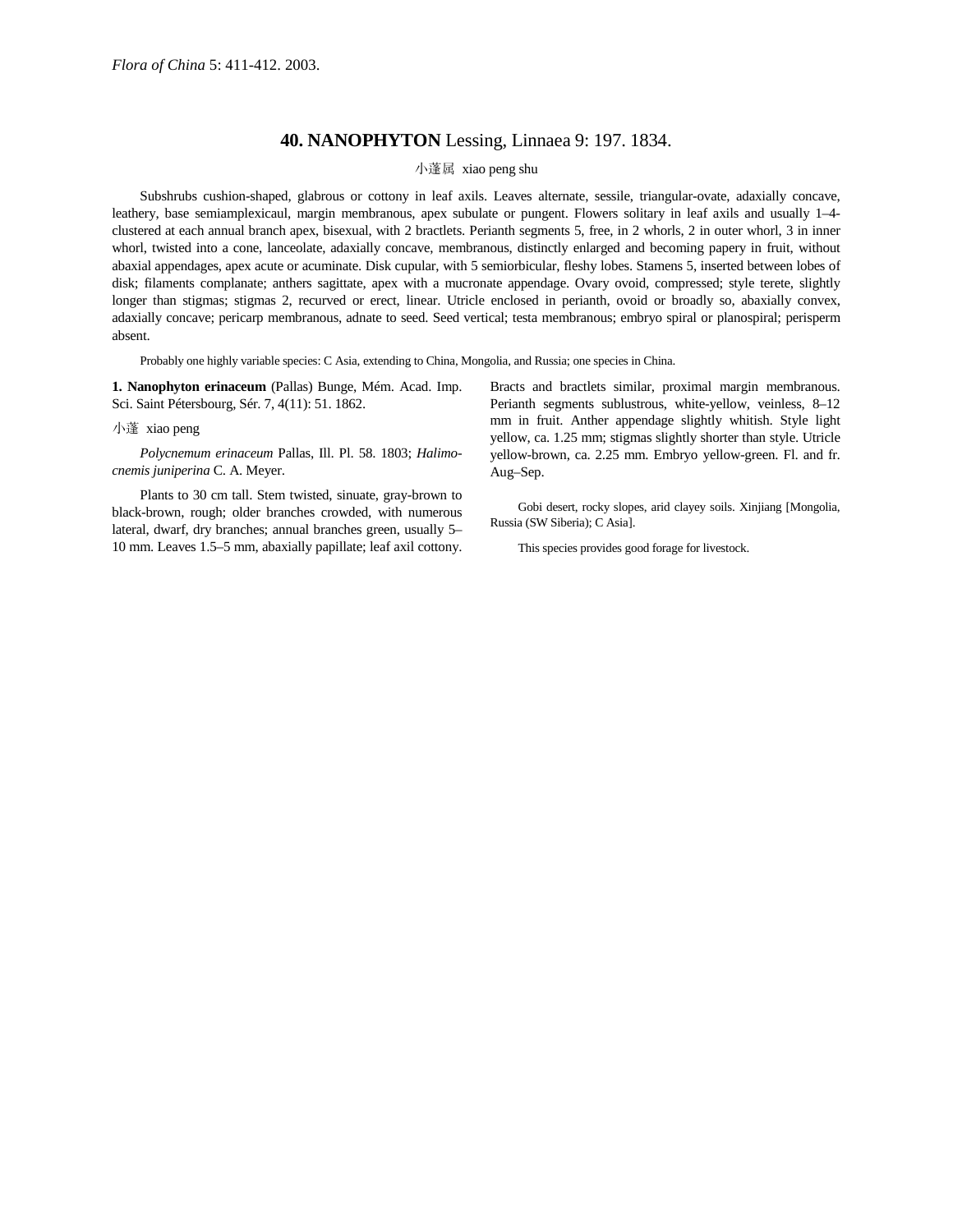*Flora of China* 5: 411-412. 2003.

## 40. **NANOPHYTON** Lessing, Linnaea 9: 197. 1834.

小蓬属 xiao peng shu

Subshrubs cushion-shaped, glabrous or cottony in leaf axils. Leaves alternate, sessile, triangular-ovate, adaxially concave, leathery, base semiamplexicaul, margin membranous, apex subulate or pungent. Flowers solitary in leaf axils and usually 1–4-clustered at each annual branch apex, bisexual, with 2 bractlets. Perianth segments 5, free, in 2 whorls, 2 in outer whorl, 3 in inner whorl, twisted into a cone, lanceolate, adaxially concave, membranous, distinctly enlarged and becoming papery in fruit, without abaxial appendages, apex acute or acuminate. Disk cupular, with 5 semiorbicular, fleshy lobes. Stamens 5, inserted between lobes of disk; filaments complanate; anthers sagittate, apex with a mucronate appendage. Ovary ovoid, compressed; style terete, slightly longer than stigmas; stigmas 2, recurved or erect, linear. Utricle enclosed in perianth, ovoid or broadly so, abaxially convex, adaxially concave; pericarp membranous, adnate to seed. Seed vertical; testa membranous; embryo spiral or planospiral; perisperm absent.

Probably one highly variable species: C Asia, extending to China, Mongolia, and Russia; one species in China.

**1. Nanophyton erinaceum** (Pallas) Bunge, Mém. Acad. Imp. Sci. Saint Pétersbourg, Sér. 7, 4(11): 51. 1862.

小蓬 xiao peng

*Polycnemum erinaceum* Pallas, Ill. Pl. 58. 1803; *Halimocnemis juniperina* C. A. Meyer.

Plants to 30 cm tall. Stem twisted, sinuate, gray-brown to black-brown, rough; older branches crowded, with numerous lateral, dwarf, dry branches; annual branches green, usually 5–10 mm. Leaves 1.5–5 mm, abaxially papillate; leaf axil cottony. Bracts and bractlets similar, proximal margin membranous. Perianth segments sublustrous, white-yellow, veinless, 8–12 mm in fruit. Anther appendage slightly whitish. Style light yellow, ca. 1.25 mm; stigmas slightly shorter than style. Utricle yellow-brown, ca. 2.25 mm. Embryo yellow-green. Fl. and fr. Aug–Sep.

Gobi desert, rocky slopes, arid clayey soils. Xinjiang [Mongolia, Russia (SW Siberia); C Asia].

This species provides good forage for livestock.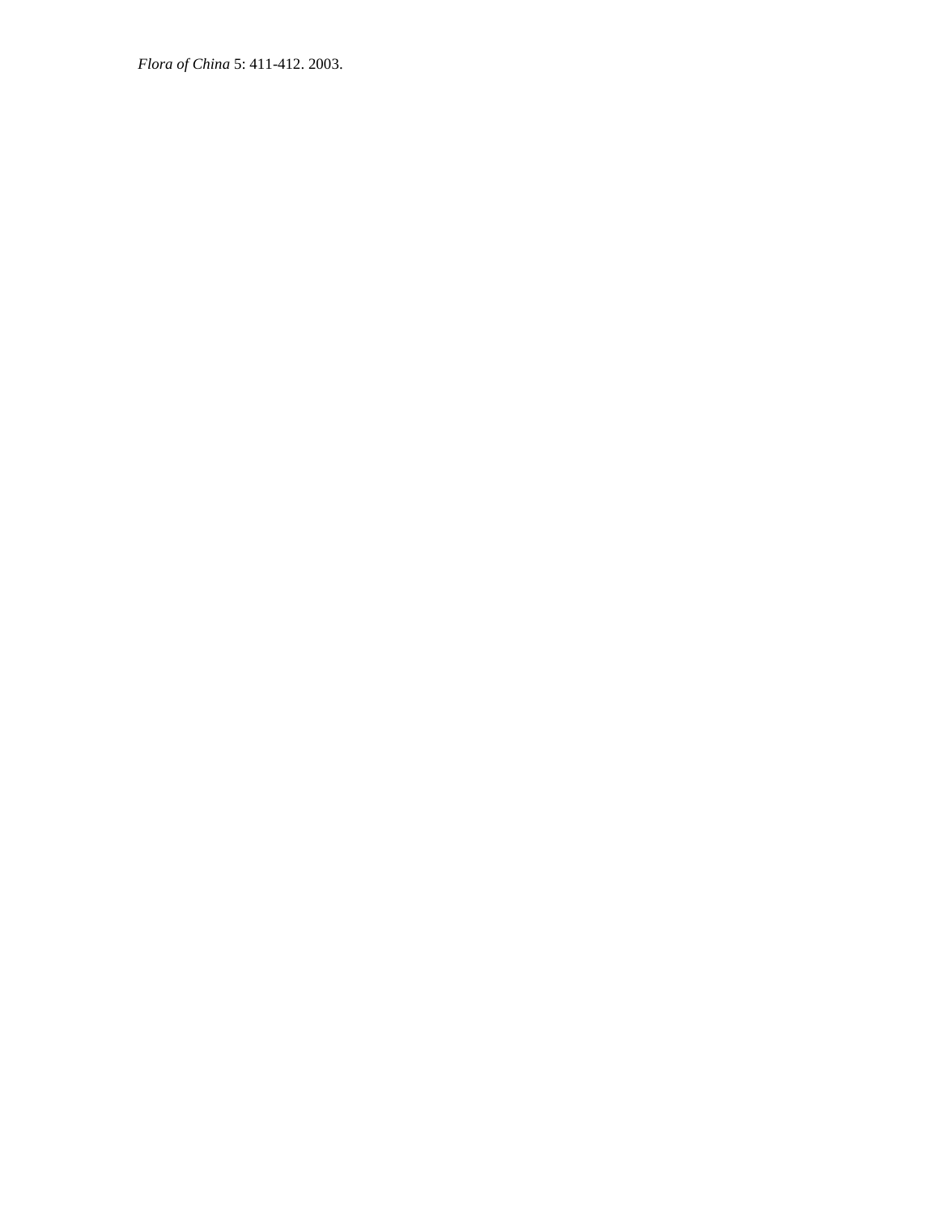*Flora of China* 5: 411-412. 2003.